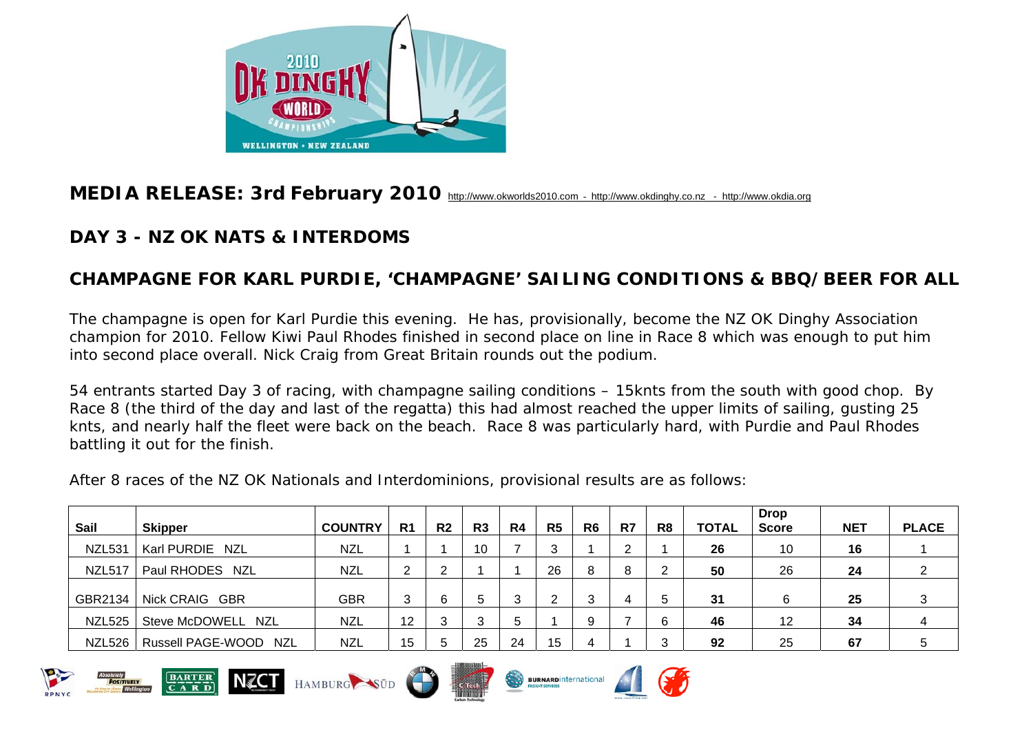**MEDIA RELEASE: 3rd February 2010** http://www.okworlds2010.com - http://www.okdinghy.co.nz - http://www.okdia.org

## DAY 3 - NZ OK NATS & INTERDOMS

## CHAMPAGNE FOR KARL PURDIE, 'CHAMPAGNE' SAILING CONDITIONS & BBQ/BEER FOR ALL

The champagne is open for Karl Purdie this evening. He has, provisionally, become the NZ OK Dinghy Association champion for 2010. Fellow Kiwi Paul Rhodes finished in second place on line in Race 8 which was enough to put him into second place overall. Nick Craig from Great Britain rounds out the podium.

54 entrants started Day 3 of racing, with champagne sailing conditions – 15knts from the south with good chop. By Race 8 (the third of the day and last of the regatta) this had almost reached the upper limits of sailing, gusting 25 knts, and nearly half the fleet were back on the beach. Race 8 was particularly hard, with Purdie and Paul Rhodes battling it out for the finish.

After 8 races of the NZ OK Nationals and Interdominions, provisional results are as follows:

| Sail | Skipper | COUNTRY | R1 | R2 | R3 | R4 | R5 | R6 | R7 | R8 | TOTAL | Drop Score | NET | PLACE |
|---|---|---|---|---|---|---|---|---|---|---|---|---|---|---|
| NZL531 | Karl PURDIE NZL | NZL | 1 | 1 | 10 | 7 | 3 | 1 | 2 | 1 | **26** | 10 | **16** | 1 |
| NZL517 | Paul RHODES NZL | NZL | 2 | 2 | 1 | 1 | 26 | 8 | 8 | 2 | **50** | 26 | **24** | 2 |
| GBR2134 | Nick CRAIG GBR | GBR | 3 | 6 | 5 | 3 | 2 | 3 | 4 | 5 | **31** | 6 | **25** | 3 |
| NZL525 | Steve McDOWELL NZL | NZL | 12 | 3 | 3 | 5 | 1 | 9 | 7 | 6 | **46** | 12 | **34** | 4 |
| NZL526 | Russell PAGE-WOOD NZL | NZL | 15 | 5 | 25 | 24 | 15 | 4 | 1 | 3 | **92** | 25 | **67** | 5 |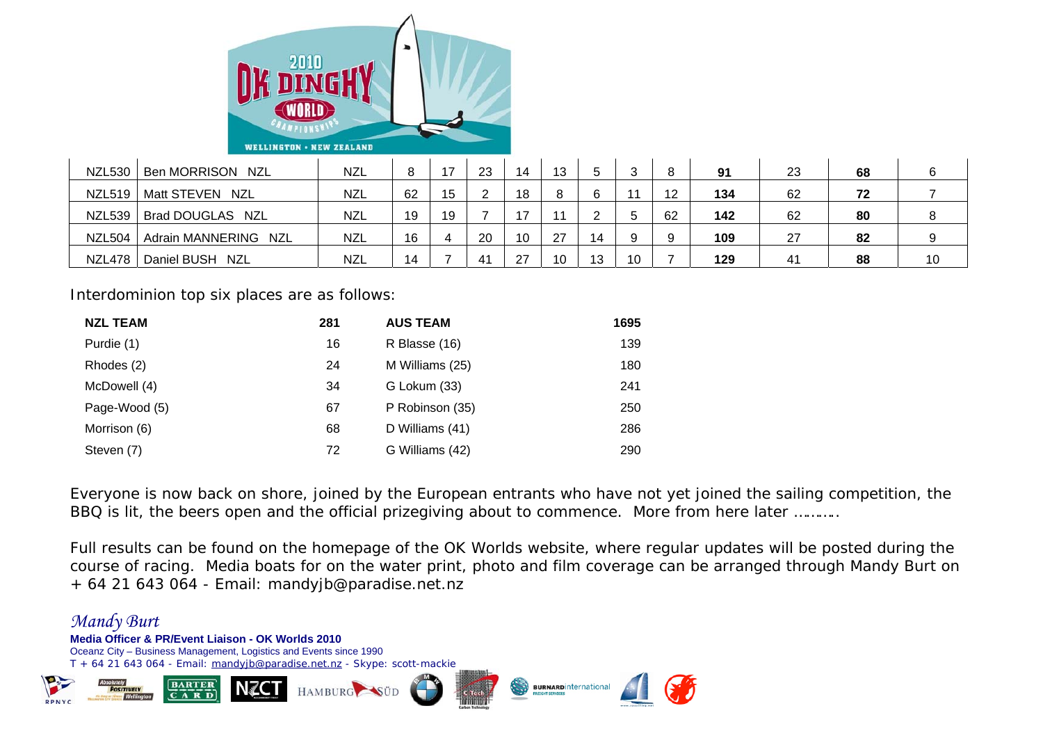| | | | | | | | | | | | | | | |
|---|---|---|---|---|---|---|---|---|---|---|---|---|---|---|
| NZL530 | Ben MORRISON NZL | NZL | 8 | 17 | 23 | 14 | 13 | 5 | 3 | 8 | **91** | 23 | **68** | 6 |
| NZL519 | Matt STEVEN NZL | NZL | 62 | 15 | 2 | 18 | 8 | 6 | 11 | 12 | **134** | 62 | **72** | 7 |
| NZL539 | Brad DOUGLAS NZL | NZL | 19 | 19 | 7 | 17 | 11 | 2 | 5 | 62 | **142** | 62 | **80** | 8 |
| NZL504 | Adrain MANNERING NZL | NZL | 16 | 4 | 20 | 10 | 27 | 14 | 9 | 9 | **109** | 27 | **82** | 9 |
| NZL478 | Daniel BUSH NZL | NZL | 14 | 7 | 41 | 27 | 10 | 13 | 10 | 7 | **129** | 41 | **88** | 10 |

Interdominion top six places are as follows:

| **NZL TEAM** | **281** | **AUS TEAM** | **1695** |
|---|---|---|---|
| Purdie (1) | 16 | R Blasse (16) | 139 |
| Rhodes (2) | 24 | M Williams (25) | 180 |
| McDowell (4) | 34 | G Lokum (33) | 241 |
| Page-Wood (5) | 67 | P Robinson (35) | 250 |
| Morrison (6) | 68 | D Williams (41) | 286 |
| Steven (7) | 72 | G Williams (42) | 290 |

Everyone is now back on shore, joined by the European entrants who have not yet joined the sailing competition, the BBQ is lit, the beers open and the official prizegiving about to commence. More from here later ……….

Full results can be found on the homepage of the OK Worlds website, where regular updates will be posted during the course of racing. Media boats for on the water print, photo and film coverage can be arranged through Mandy Burt on + 64 21 643 064 - Email: mandyjb@paradise.net.nz

*Mandy Burt*

**Media Officer & PR/Event Liaison - OK Worlds 2010**
Oceanz City – Business Management, Logistics and Events since 1990
T + 64 21 643 064 - Email: mandyjb@paradise.net.nz - Skype: scott-mackie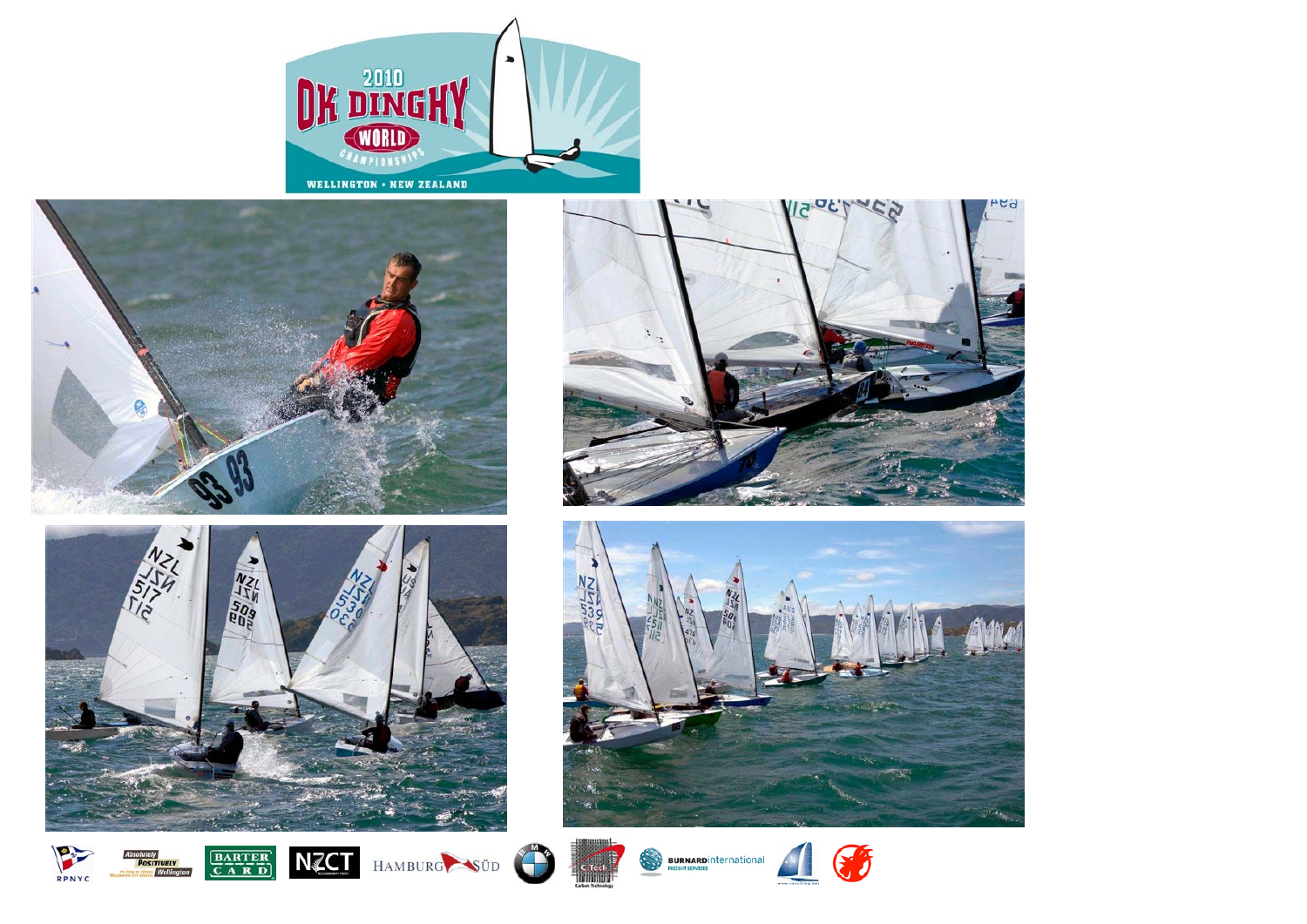# 2010 DK DINGHY WORLD CHAMPIONSHIPS

WELLINGTON • NEW ZEALAND